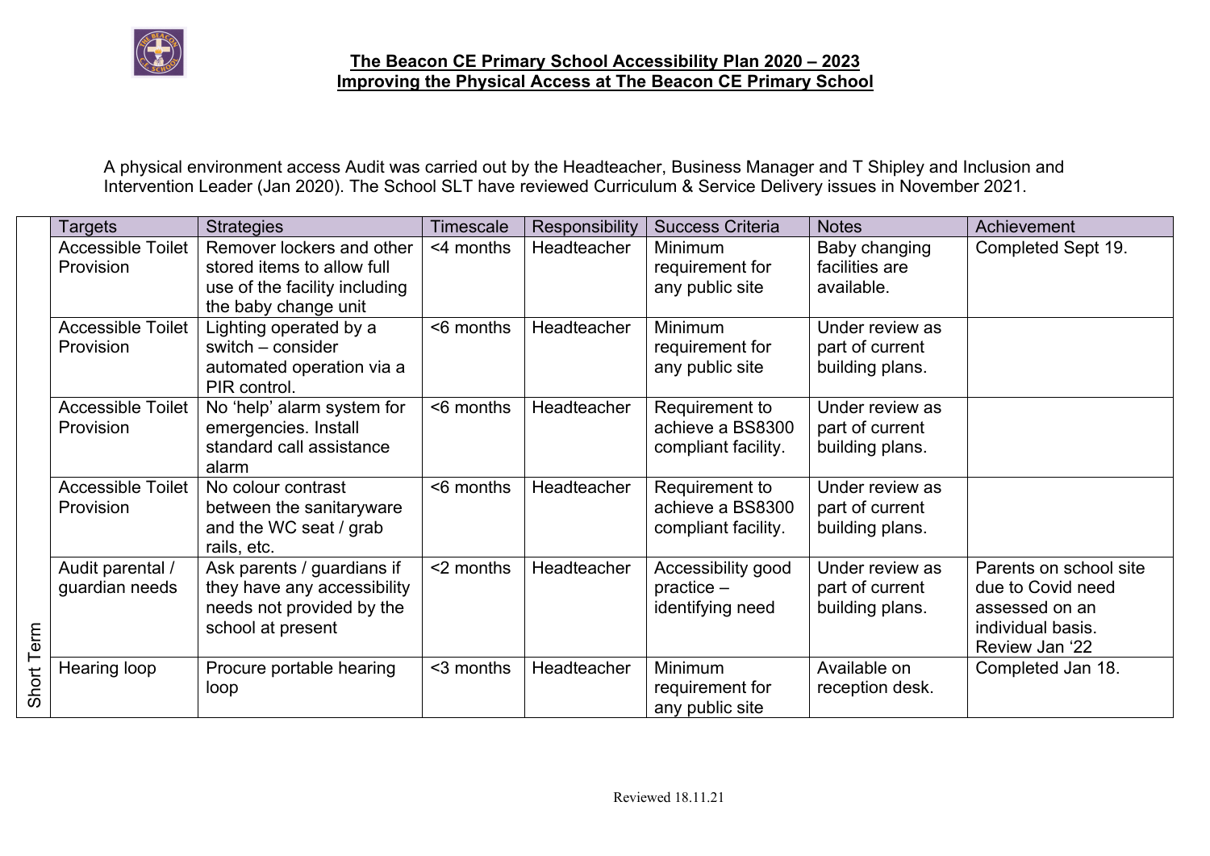**The Beacon CE Primary School Accessibility Plan 2020 – 2023**
**Improving the Physical Access at The Beacon CE Primary School**

A physical environment access Audit was carried out by the Headteacher, Business Manager and T Shipley and Inclusion and Intervention Leader (Jan 2020). The School SLT have reviewed Curriculum & Service Delivery issues in November 2021.

| | Targets | Strategies | Timescale | Responsibility | Success Criteria | Notes | Achievement |
|---|---|---|---|---|---|---|---|
| Short Term | Accessible Toilet Provision | Remover lockers and other stored items to allow full use of the facility including the baby change unit | <4 months | Headteacher | Minimum requirement for any public site | Baby changing facilities are available. | Completed Sept 19. |
| | Accessible Toilet Provision | Lighting operated by a switch – consider automated operation via a PIR control. | <6 months | Headteacher | Minimum requirement for any public site | Under review as part of current building plans. | |
| | Accessible Toilet Provision | No 'help' alarm system for emergencies. Install standard call assistance alarm | <6 months | Headteacher | Requirement to achieve a BS8300 compliant facility. | Under review as part of current building plans. | |
| | Accessible Toilet Provision | No colour contrast between the sanitaryware and the WC seat / grab rails, etc. | <6 months | Headteacher | Requirement to achieve a BS8300 compliant facility. | Under review as part of current building plans. | |
| | Audit parental / guardian needs | Ask parents / guardians if they have any accessibility needs not provided by the school at present | <2 months | Headteacher | Accessibility good practice – identifying need | Under review as part of current building plans. | Parents on school site due to Covid need assessed on an individual basis. Review Jan '22 |
| | Hearing loop | Procure portable hearing loop | <3 months | Headteacher | Minimum requirement for any public site | Available on reception desk. | Completed Jan 18. |

Reviewed 18.11.21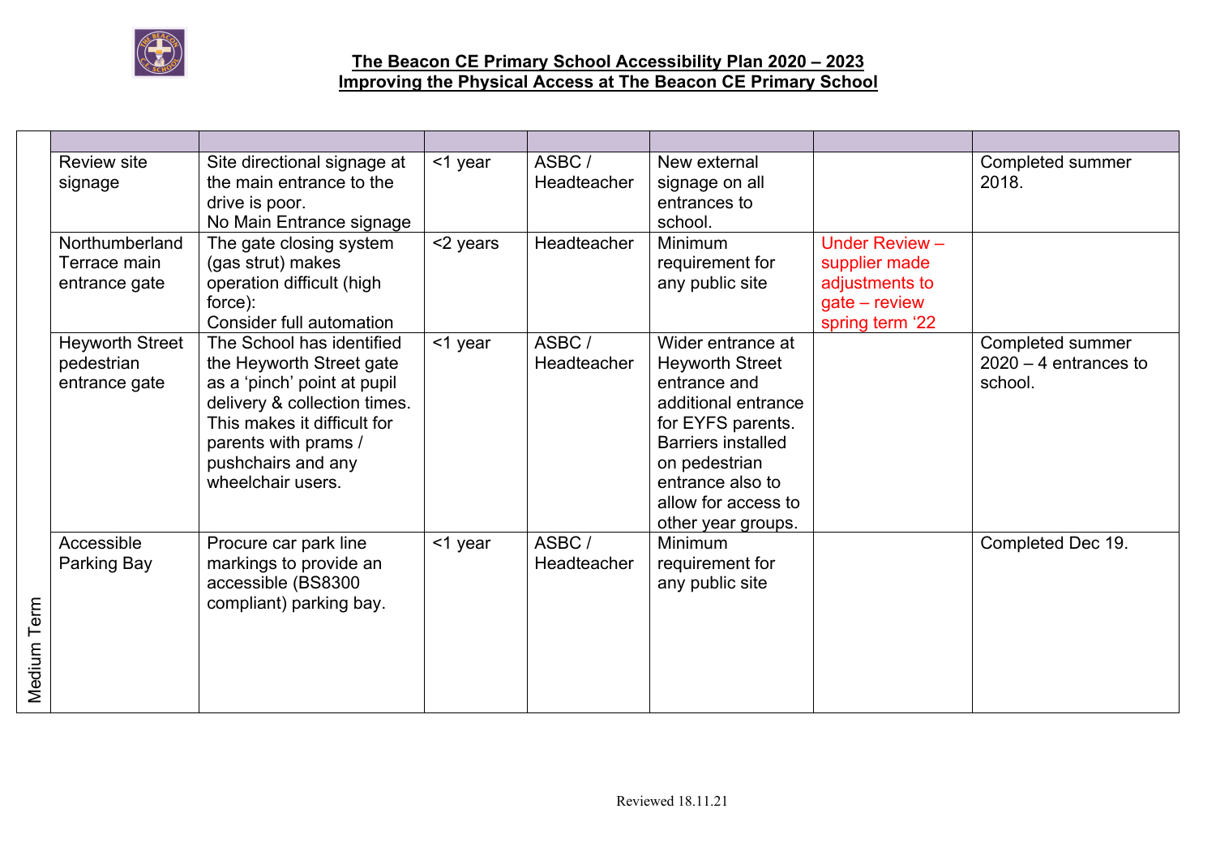## The Beacon CE Primary School Accessibility Plan 2020 – 2023

## Improving the Physical Access at The Beacon CE Primary School

| | | | | | | | |
|---|---|---|---|---|---|---|---|
| Medium Term | Review site signage | Site directional signage at the main entrance to the drive is poor. No Main Entrance signage | <1 year | ASBC / Headteacher | New external signage on all entrances to school. | | Completed summer 2018. |
| | Northumberland Terrace main entrance gate | The gate closing system (gas strut) makes operation difficult (high force): Consider full automation | <2 years | Headteacher | Minimum requirement for any public site | Under Review – supplier made adjustments to gate – review spring term '22 | |
| | Heyworth Street pedestrian entrance gate | The School has identified the Heyworth Street gate as a 'pinch' point at pupil delivery & collection times. This makes it difficult for parents with prams / pushchairs and any wheelchair users. | <1 year | ASBC / Headteacher | Wider entrance at Heyworth Street entrance and additional entrance for EYFS parents. Barriers installed on pedestrian entrance also to allow for access to other year groups. | | Completed summer 2020 – 4 entrances to school. |
| | Accessible Parking Bay | Procure car park line markings to provide an accessible (BS8300 compliant) parking bay. | <1 year | ASBC / Headteacher | Minimum requirement for any public site | | Completed Dec 19. |

Reviewed 18.11.21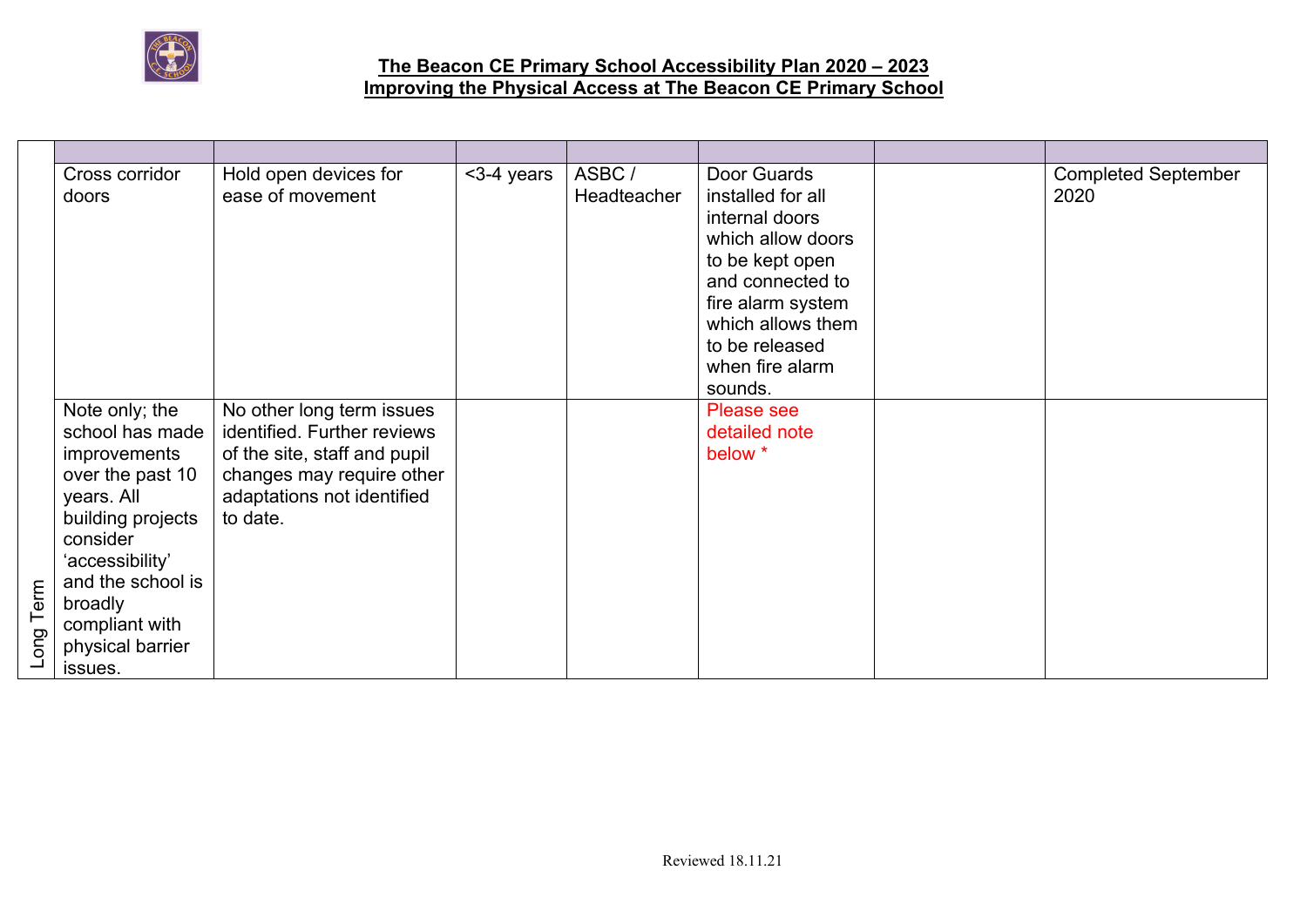# The Beacon CE Primary School Accessibility Plan 2020 – 2023
## Improving the Physical Access at The Beacon CE Primary School

| | | | | | | | |
|---|---|---|---|---|---|---|---|
| Long Term | Cross corridor doors | Hold open devices for ease of movement | <3-4 years | ASBC / Headteacher | Door Guards installed for all internal doors which allow doors to be kept open and connected to fire alarm system which allows them to be released when fire alarm sounds. | | Completed September 2020 |
| | Note only; the school has made improvements over the past 10 years. All building projects consider 'accessibility' and the school is broadly compliant with physical barrier issues. | No other long term issues identified. Further reviews of the site, staff and pupil changes may require other adaptations not identified to date. | | | Please see detailed note below * | | |

Reviewed 18.11.21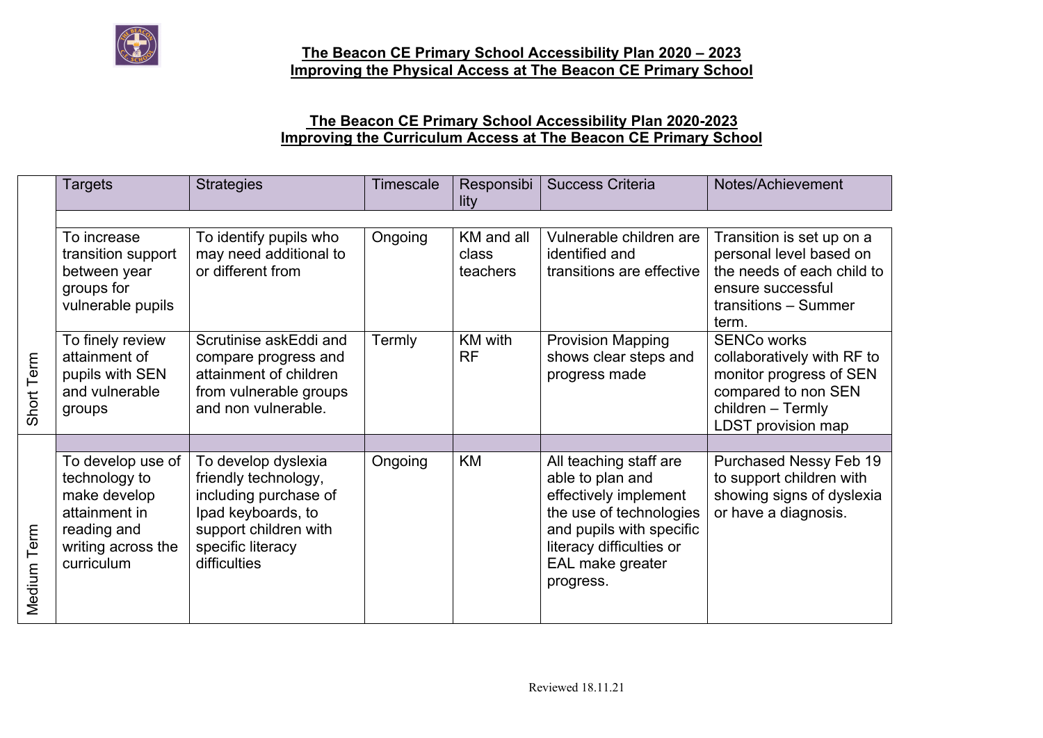**The Beacon CE Primary School Accessibility Plan 2020 – 2023**
**Improving the Physical Access at The Beacon CE Primary School**

**The Beacon CE Primary School Accessibility Plan 2020-2023**
**Improving the Curriculum Access at The Beacon CE Primary School**

| | Targets | Strategies | Timescale | Responsibility | Success Criteria | Notes/Achievement |
|---|---|---|---|---|---|---|
| Short Term | To increase transition support between year groups for vulnerable pupils | To identify pupils who may need additional to or different from | Ongoing | KM and all class teachers | Vulnerable children are identified and transitions are effective | Transition is set up on a personal level based on the needs of each child to ensure successful transitions – Summer term. |
| Short Term | To finely review attainment of pupils with SEN and vulnerable groups | Scrutinise askEddi and compare progress and attainment of children from vulnerable groups and non vulnerable. | Termly | KM with RF | Provision Mapping shows clear steps and progress made | SENCo works collaboratively with RF to monitor progress of SEN compared to non SEN children – Termly LDST provision map |
| Medium Term | To develop use of technology to make develop attainment in reading and writing across the curriculum | To develop dyslexia friendly technology, including purchase of Ipad keyboards, to support children with specific literacy difficulties | Ongoing | KM | All teaching staff are able to plan and effectively implement the use of technologies and pupils with specific literacy difficulties or EAL make greater progress. | Purchased Nessy Feb 19 to support children with showing signs of dyslexia or have a diagnosis. |

Reviewed 18.11.21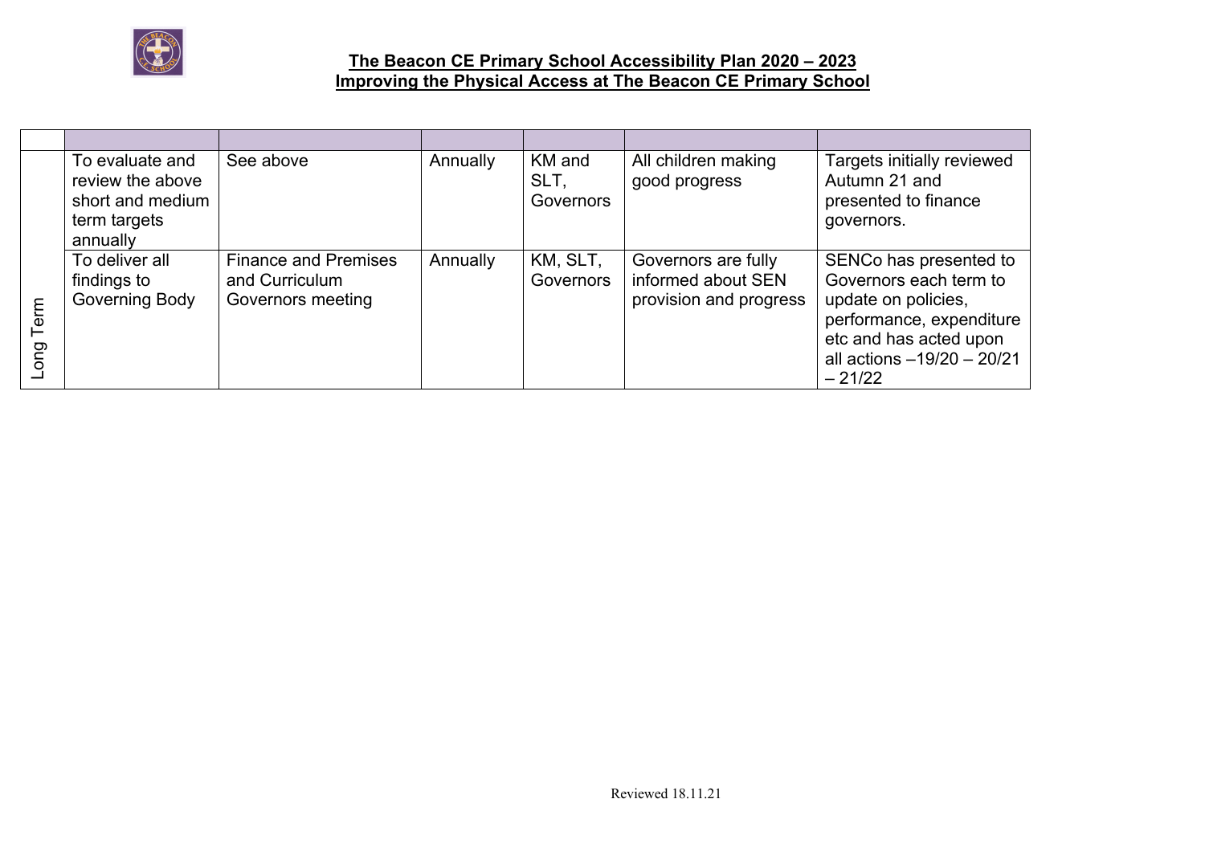**The Beacon CE Primary School Accessibility Plan 2020 – 2023**
**Improving the Physical Access at The Beacon CE Primary School**

| | | | | | | |
|---|---|---|---|---|---|---|
| Long Term | To evaluate and review the above short and medium term targets annually | See above | Annually | KM and SLT, Governors | All children making good progress | Targets initially reviewed Autumn 21 and presented to finance governors. |
| | To deliver all findings to Governing Body | Finance and Premises and Curriculum Governors meeting | Annually | KM, SLT, Governors | Governors are fully informed about SEN provision and progress | SENCo has presented to Governors each term to update on policies, performance, expenditure etc and has acted upon all actions –19/20 – 20/21 – 21/22 |

Reviewed 18.11.21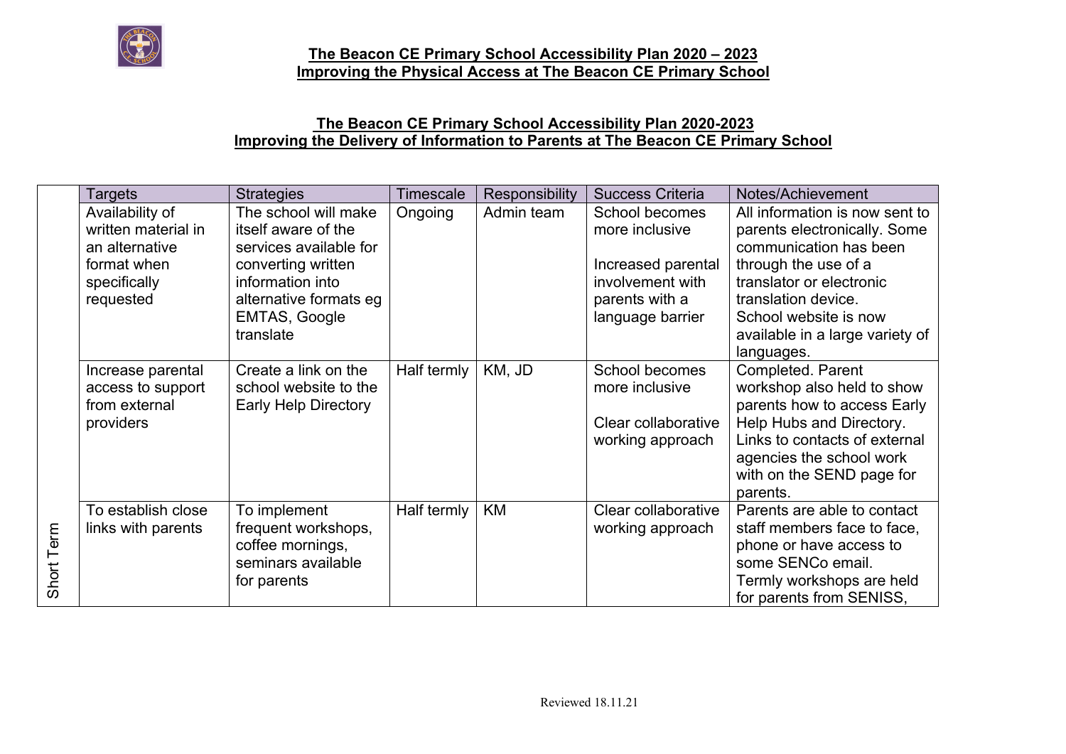**The Beacon CE Primary School Accessibility Plan 2020 – 2023**
**Improving the Physical Access at The Beacon CE Primary School**

**The Beacon CE Primary School Accessibility Plan 2020-2023**
**Improving the Delivery of Information to Parents at The Beacon CE Primary School**

| | Targets | Strategies | Timescale | Responsibility | Success Criteria | Notes/Achievement |
|---|---|---|---|---|---|---|
| Short Term | Availability of written material in an alternative format when specifically requested | The school will make itself aware of the services available for converting written information into alternative formats eg EMTAS, Google translate | Ongoing | Admin team | School becomes more inclusive<br><br>Increased parental involvement with parents with a language barrier | All information is now sent to parents electronically. Some communication has been through the use of a translator or electronic translation device.<br>School website is now available in a large variety of languages. |
| | Increase parental access to support from external providers | Create a link on the school website to the Early Help Directory | Half termly | KM, JD | School becomes more inclusive<br><br>Clear collaborative working approach | Completed. Parent workshop also held to show parents how to access Early Help Hubs and Directory. Links to contacts of external agencies the school work with on the SEND page for parents. |
| | To establish close links with parents | To implement frequent workshops, coffee mornings, seminars available for parents | Half termly | KM | Clear collaborative working approach | Parents are able to contact staff members face to face, phone or have access to some SENCo email.<br>Termly workshops are held for parents from SENISS, |

Reviewed 18.11.21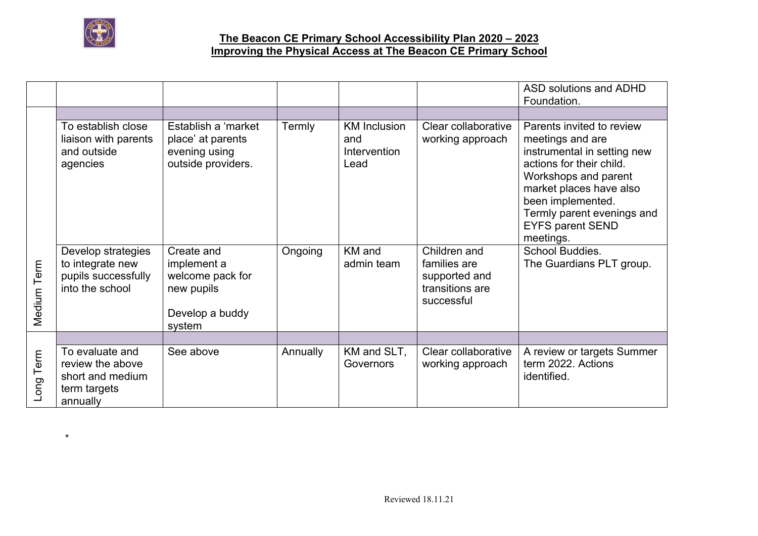# The Beacon CE Primary School Accessibility Plan 2020 – 2023
## Improving the Physical Access at The Beacon CE Primary School

| | | | | | | |
|---|---|---|---|---|---|---|
| | | | | | | ASD solutions and ADHD Foundation. |
| | | | | | | |
| Medium Term | To establish close liaison with parents and outside agencies | Establish a 'market place' at parents evening using outside providers. | Termly | KM Inclusion and Intervention Lead | Clear collaborative working approach | Parents invited to review meetings and are instrumental in setting new actions for their child. Workshops and parent market places have also been implemented. Termly parent evenings and EYFS parent SEND meetings. |
| | Develop strategies to integrate new pupils successfully into the school | Create and implement a welcome pack for new pupils<br><br>Develop a buddy system | Ongoing | KM and admin team | Children and families are supported and transitions are successful | School Buddies. The Guardians PLT group. |
| | | | | | | |
| Long Term | To evaluate and review the above short and medium term targets annually | See above | Annually | KM and SLT, Governors | Clear collaborative working approach | A review or targets Summer term 2022. Actions identified. |

*

Reviewed 18.11.21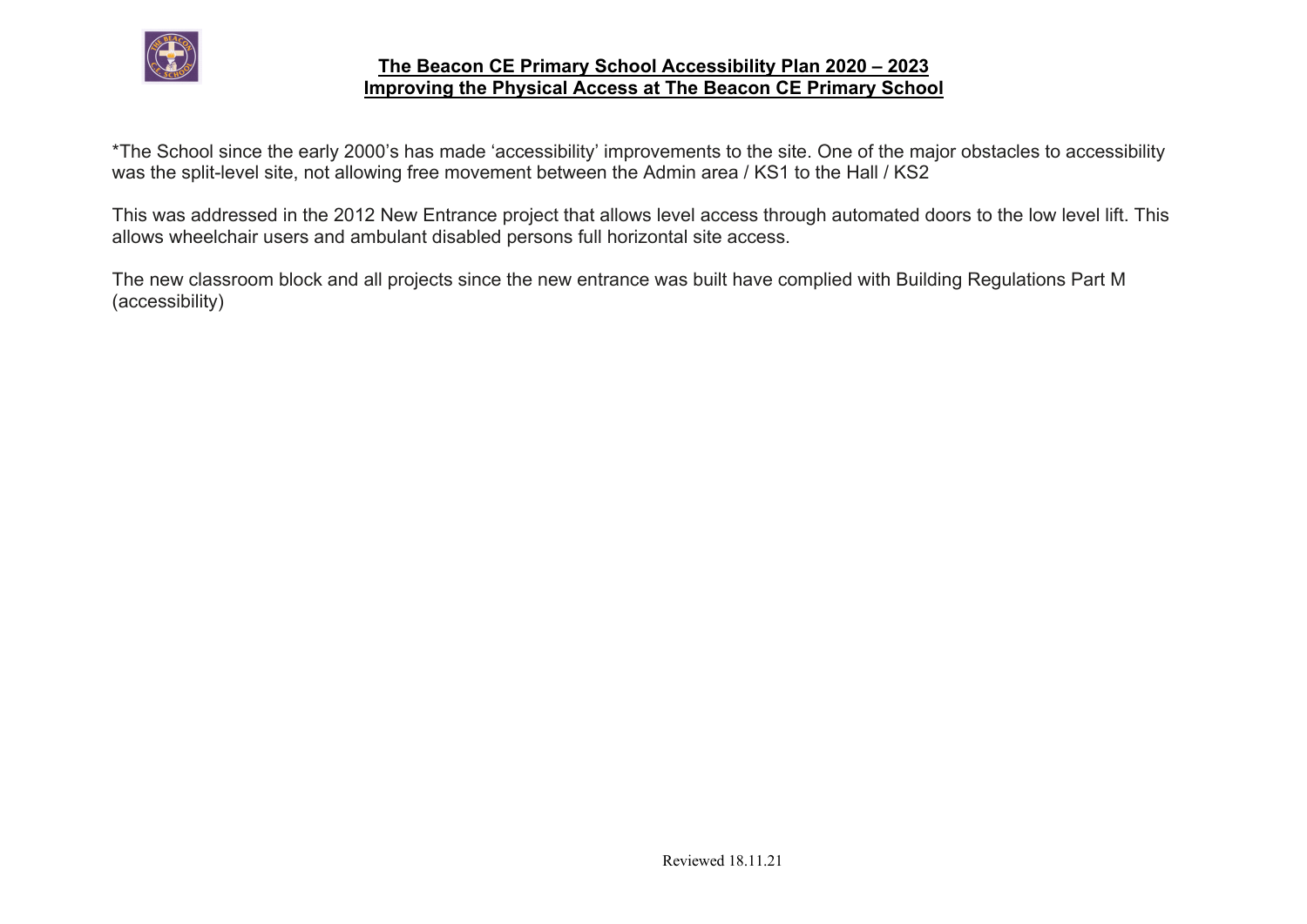**The Beacon CE Primary School Accessibility Plan 2020 – 2023**
**Improving the Physical Access at The Beacon CE Primary School**

*The School since the early 2000's has made 'accessibility' improvements to the site. One of the major obstacles to accessibility was the split-level site, not allowing free movement between the Admin area / KS1 to the Hall / KS2

This was addressed in the 2012 New Entrance project that allows level access through automated doors to the low level lift. This allows wheelchair users and ambulant disabled persons full horizontal site access.

The new classroom block and all projects since the new entrance was built have complied with Building Regulations Part M (accessibility)

Reviewed 18.11.21